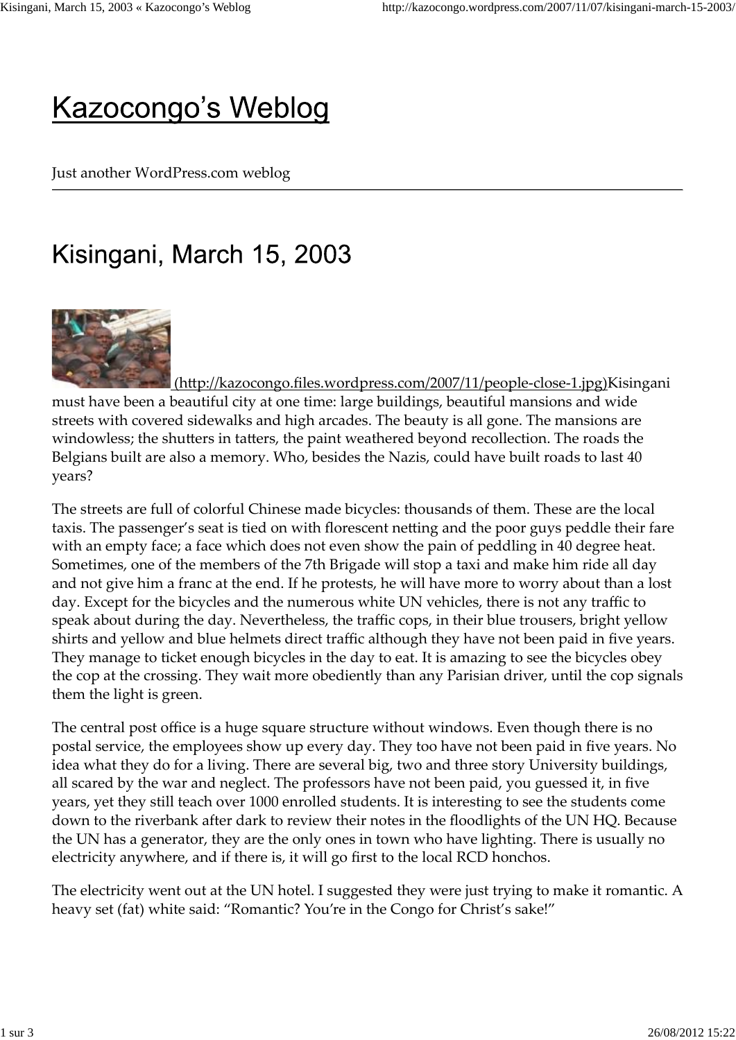# Kazocongo's Weblog

Just another WordPress.com weblog

## Kisingani, March 15, 2003

(http://kazocongo.files.wordpress.com/2007/11/people-close-1.jpg)Kisingani must have been a beautiful city at one time: large buildings, beautiful mansions and wide streets with covered sidewalks and high arcades. The beauty is all gone. The mansions are windowless; the shutters in tatters, the paint weathered beyond recollection. The roads the Belgians built are also a memory. Who, besides the Nazis, could have built roads to last 40 years?

The streets are full of colorful Chinese made bicycles: thousands of them. These are the local taxis. The passenger's seat is tied on with florescent netting and the poor guys peddle their fare with an empty face; a face which does not even show the pain of peddling in 40 degree heat. Sometimes, one of the members of the 7th Brigade will stop a taxi and make him ride all day and not give him a franc at the end. If he protests, he will have more to worry about than a lost day. Except for the bicycles and the numerous white UN vehicles, there is not any traffic to speak about during the day. Nevertheless, the traffic cops, in their blue trousers, bright yellow shirts and yellow and blue helmets direct traffic although they have not been paid in five years. They manage to ticket enough bicycles in the day to eat. It is amazing to see the bicycles obey the cop at the crossing. They wait more obediently than any Parisian driver, until the cop signals them the light is green.

The central post office is a huge square structure without windows. Even though there is no postal service, the employees show up every day. They too have not been paid in five years. No idea what they do for a living. There are several big, two and three story University buildings, all scared by the war and neglect. The professors have not been paid, you guessed it, in five years, yet they still teach over 1000 enrolled students. It is interesting to see the students come down to the riverbank after dark to review their notes in the floodlights of the UN HQ. Because the UN has a generator, they are the only ones in town who have lighting. There is usually no electricity anywhere, and if there is, it will go first to the local RCD honchos.

The electricity went out at the UN hotel. I suggested they were just trying to make it romantic. A heavy set (fat) white said: "Romantic? You're in the Congo for Christ's sake!"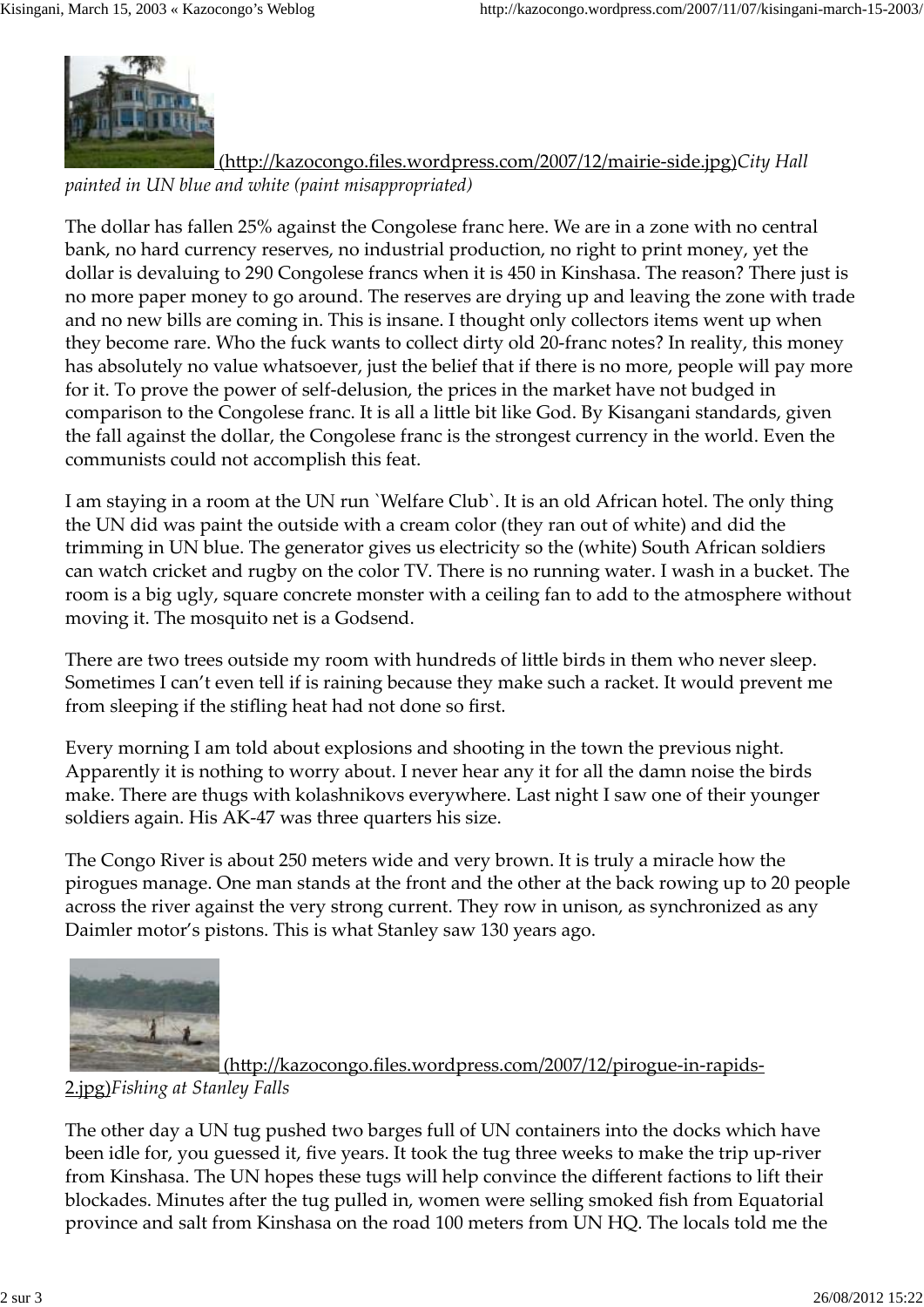[(http://kazocongo.files.wordpress.com/2007/12/mairie-side.jpg)](http://kazocongo.files.wordpress.com/2007/12/mairie-side.jpg)*City Hall painted in UN blue and white (paint misappropriated)*

The dollar has fallen 25% against the Congolese franc here. We are in a zone with no central bank, no hard currency reserves, no industrial production, no right to print money, yet the dollar is devaluing to 290 Congolese francs when it is 450 in Kinshasa. The reason? There just is no more paper money to go around. The reserves are drying up and leaving the zone with trade and no new bills are coming in. This is insane. I thought only collectors items went up when they become rare. Who the fuck wants to collect dirty old 20-franc notes? In reality, this money has absolutely no value whatsoever, just the belief that if there is no more, people will pay more for it. To prove the power of self-delusion, the prices in the market have not budged in comparison to the Congolese franc. It is all a little bit like God. By Kisangani standards, given the fall against the dollar, the Congolese franc is the strongest currency in the world. Even the communists could not accomplish this feat.

I am staying in a room at the UN run `Welfare Club`. It is an old African hotel. The only thing the UN did was paint the outside with a cream color (they ran out of white) and did the trimming in UN blue. The generator gives us electricity so the (white) South African soldiers can watch cricket and rugby on the color TV. There is no running water. I wash in a bucket. The room is a big ugly, square concrete monster with a ceiling fan to add to the atmosphere without moving it. The mosquito net is a Godsend.

There are two trees outside my room with hundreds of little birds in them who never sleep. Sometimes I can't even tell if is raining because they make such a racket. It would prevent me from sleeping if the stifling heat had not done so first.

Every morning I am told about explosions and shooting in the town the previous night. Apparently it is nothing to worry about. I never hear any it for all the damn noise the birds make. There are thugs with kolashnikovs everywhere. Last night I saw one of their younger soldiers again. His AK-47 was three quarters his size.

The Congo River is about 250 meters wide and very brown. It is truly a miracle how the pirogues manage. One man stands at the front and the other at the back rowing up to 20 people across the river against the very strong current. They row in unison, as synchronized as any Daimler motor's pistons. This is what Stanley saw 130 years ago.

[(http://kazocongo.files.wordpress.com/2007/12/pirogue-in-rapids-2.jpg)](http://kazocongo.files.wordpress.com/2007/12/pirogue-in-rapids-2.jpg)*Fishing at Stanley Falls*

The other day a UN tug pushed two barges full of UN containers into the docks which have been idle for, you guessed it, five years. It took the tug three weeks to make the trip up-river from Kinshasa. The UN hopes these tugs will help convince the different factions to lift their blockades. Minutes after the tug pulled in, women were selling smoked fish from Equatorial province and salt from Kinshasa on the road 100 meters from UN HQ. The locals told me the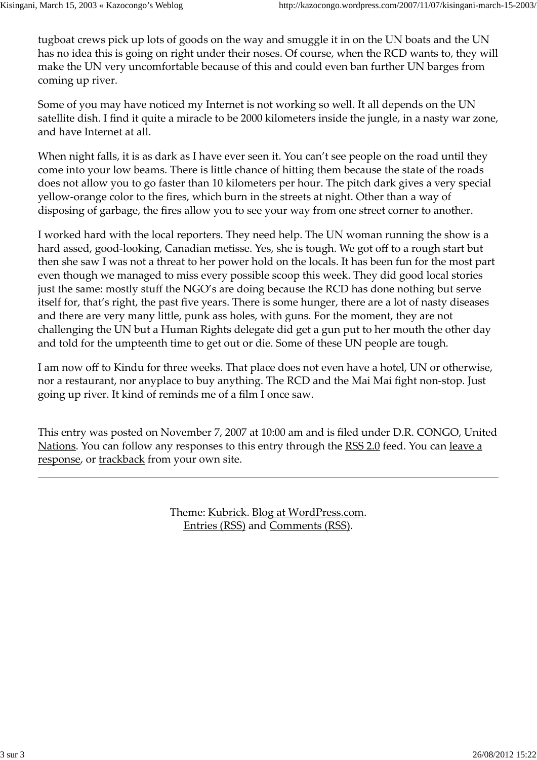tugboat crews pick up lots of goods on the way and smuggle it in on the UN boats and the UN has no idea this is going on right under their noses. Of course, when the RCD wants to, they will make the UN very uncomfortable because of this and could even ban further UN barges from coming up river.

Some of you may have noticed my Internet is not working so well. It all depends on the UN satellite dish. I find it quite a miracle to be 2000 kilometers inside the jungle, in a nasty war zone, and have Internet at all.

When night falls, it is as dark as I have ever seen it. You can't see people on the road until they come into your low beams. There is little chance of hitting them because the state of the roads does not allow you to go faster than 10 kilometers per hour. The pitch dark gives a very special yellow-orange color to the fires, which burn in the streets at night. Other than a way of disposing of garbage, the fires allow you to see your way from one street corner to another.

I worked hard with the local reporters. They need help. The UN woman running the show is a hard assed, good-looking, Canadian metisse. Yes, she is tough. We got off to a rough start but then she saw I was not a threat to her power hold on the locals. It has been fun for the most part even though we managed to miss every possible scoop this week. They did good local stories just the same: mostly stuff the NGO's are doing because the RCD has done nothing but serve itself for, that's right, the past five years. There is some hunger, there are a lot of nasty diseases and there are very many little, punk ass holes, with guns. For the moment, they are not challenging the UN but a Human Rights delegate did get a gun put to her mouth the other day and told for the umpteenth time to get out or die. Some of these UN people are tough.

I am now off to Kindu for three weeks. That place does not even have a hotel, UN or otherwise, nor a restaurant, nor anyplace to buy anything. The RCD and the Mai Mai fight non-stop. Just going up river. It kind of reminds me of a film I once saw.

This entry was posted on November 7, 2007 at 10:00 am and is filed under D.R. CONGO, United Nations. You can follow any responses to this entry through the RSS 2.0 feed. You can leave a response, or trackback from your own site.

---

Theme: Kubrick. Blog at WordPress.com.
Entries (RSS) and Comments (RSS).